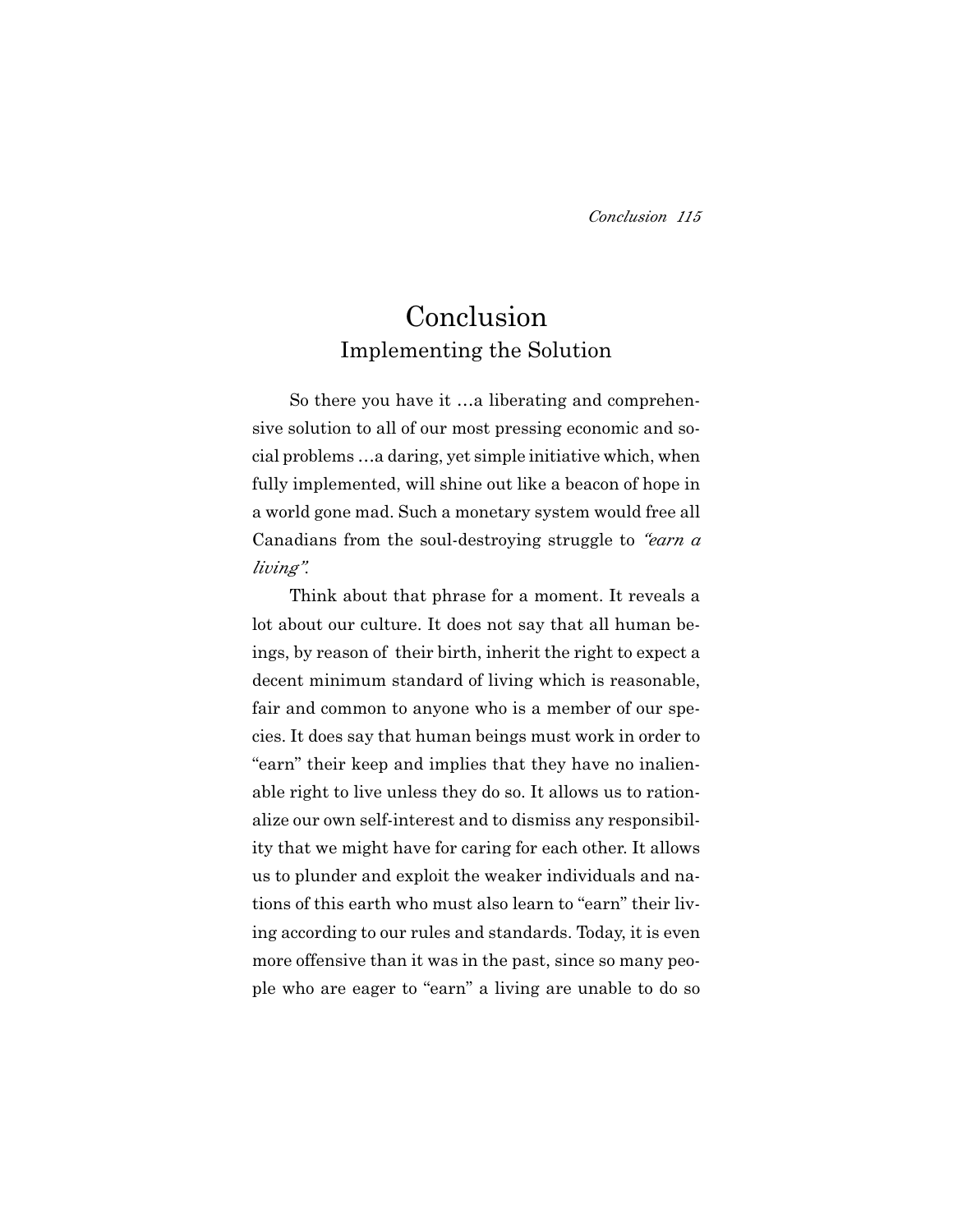# Conclusion

## Implementing the Solution

So there you have it …a liberating and comprehensive solution to all of our most pressing economic and social problems …a daring, yet simple initiative which, when fully implemented, will shine out like a beacon of hope in a world gone mad. Such a monetary system would free all Canadians from the soul-destroying struggle to *"earn a living"*.

Think about that phrase for a moment. It reveals a lot about our culture. It does not say that all human beings, by reason of their birth, inherit the right to expect a decent minimum standard of living which is reasonable, fair and common to anyone who is a member of our species. It does say that human beings must work in order to "earn" their keep and implies that they have no inalienable right to live unless they do so. It allows us to rationalize our own self-interest and to dismiss any responsibility that we might have for caring for each other. It allows us to plunder and exploit the weaker individuals and nations of this earth who must also learn to "earn" their living according to our rules and standards. Today, it is even more offensive than it was in the past, since so many people who are eager to "earn" a living are unable to do so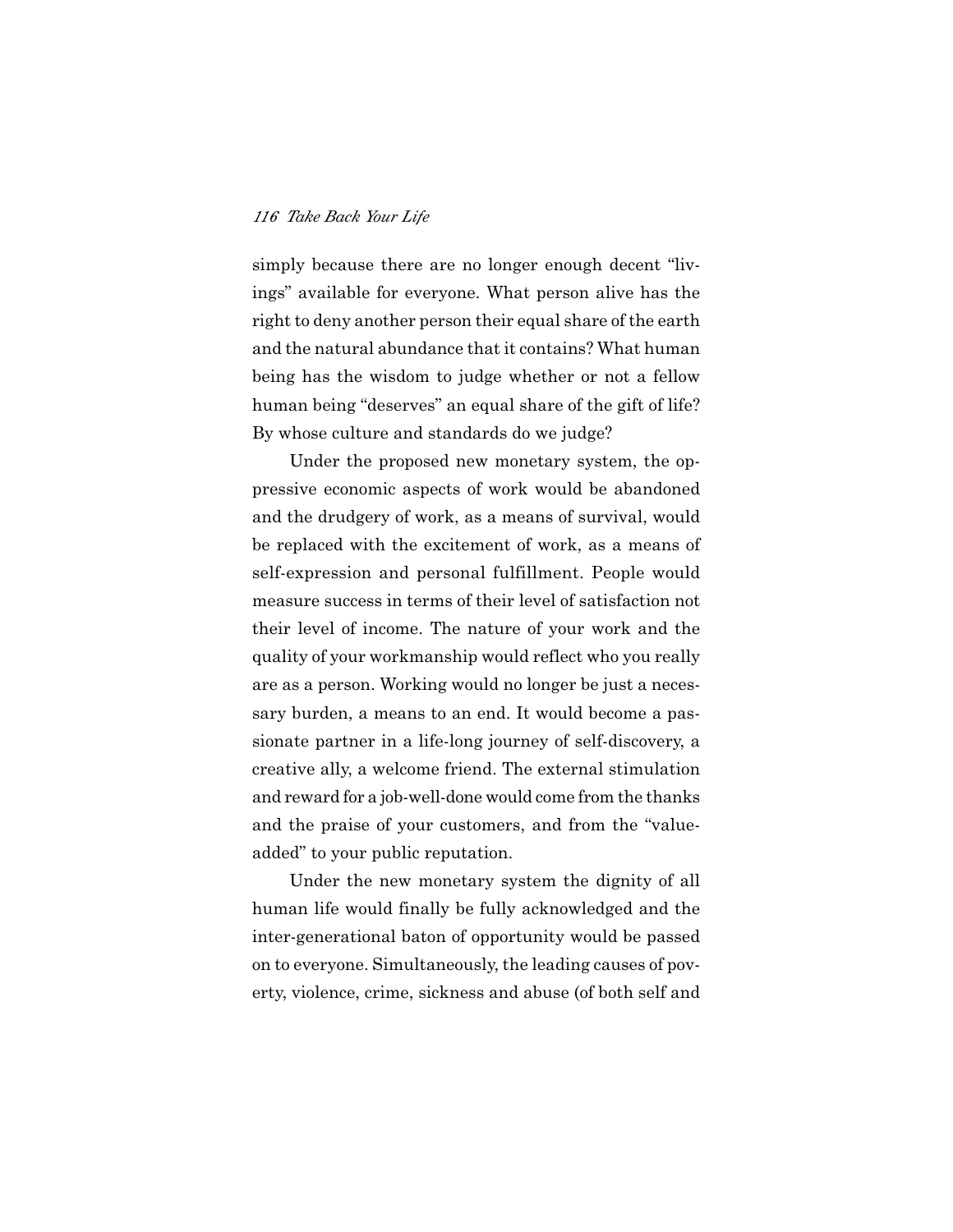simply because there are no longer enough decent "livings" available for everyone. What person alive has the right to deny another person their equal share of the earth and the natural abundance that it contains? What human being has the wisdom to judge whether or not a fellow human being "deserves" an equal share of the gift of life? By whose culture and standards do we judge?

Under the proposed new monetary system, the oppressive economic aspects of work would be abandoned and the drudgery of work, as a means of survival, would be replaced with the excitement of work, as a means of self-expression and personal fulfillment. People would measure success in terms of their level of satisfaction not their level of income. The nature of your work and the quality of your workmanship would reflect who you really are as a person. Working would no longer be just a necessary burden, a means to an end. It would become a passionate partner in a life-long journey of self-discovery, a creative ally, a welcome friend. The external stimulation and reward for a job-well-done would come from the thanks and the praise of your customers, and from the "value-added" to your public reputation.

Under the new monetary system the dignity of all human life would finally be fully acknowledged and the inter-generational baton of opportunity would be passed on to everyone. Simultaneously, the leading causes of poverty, violence, crime, sickness and abuse (of both self and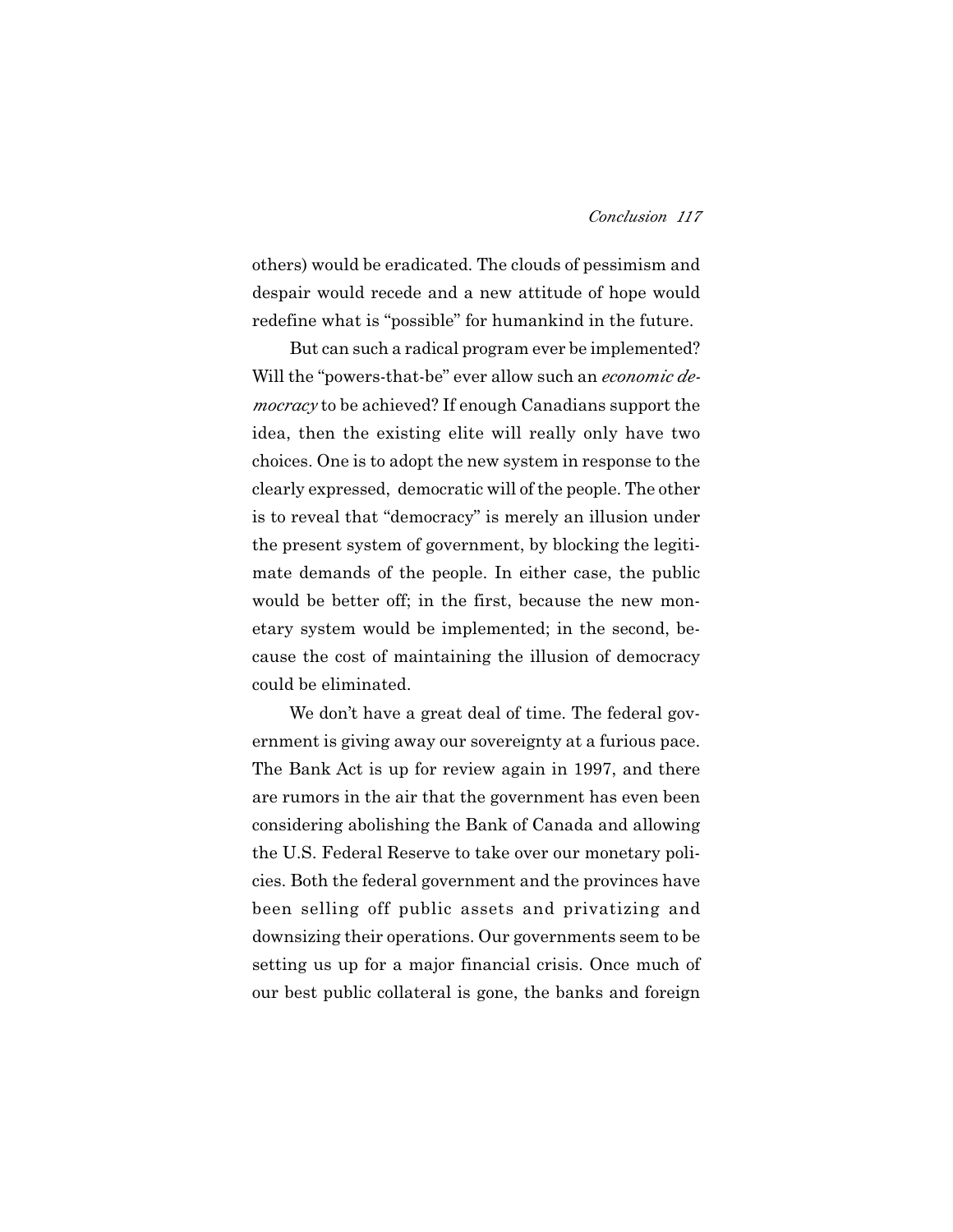others) would be eradicated. The clouds of pessimism and despair would recede and a new attitude of hope would redefine what is "possible" for humankind in the future.

But can such a radical program ever be implemented? Will the "powers-that-be" ever allow such an *economic democracy* to be achieved? If enough Canadians support the idea, then the existing elite will really only have two choices. One is to adopt the new system in response to the clearly expressed, democratic will of the people. The other is to reveal that "democracy" is merely an illusion under the present system of government, by blocking the legitimate demands of the people. In either case, the public would be better off; in the first, because the new monetary system would be implemented; in the second, because the cost of maintaining the illusion of democracy could be eliminated.

We don't have a great deal of time. The federal government is giving away our sovereignty at a furious pace. The Bank Act is up for review again in 1997, and there are rumors in the air that the government has even been considering abolishing the Bank of Canada and allowing the U.S. Federal Reserve to take over our monetary policies. Both the federal government and the provinces have been selling off public assets and privatizing and downsizing their operations. Our governments seem to be setting us up for a major financial crisis. Once much of our best public collateral is gone, the banks and foreign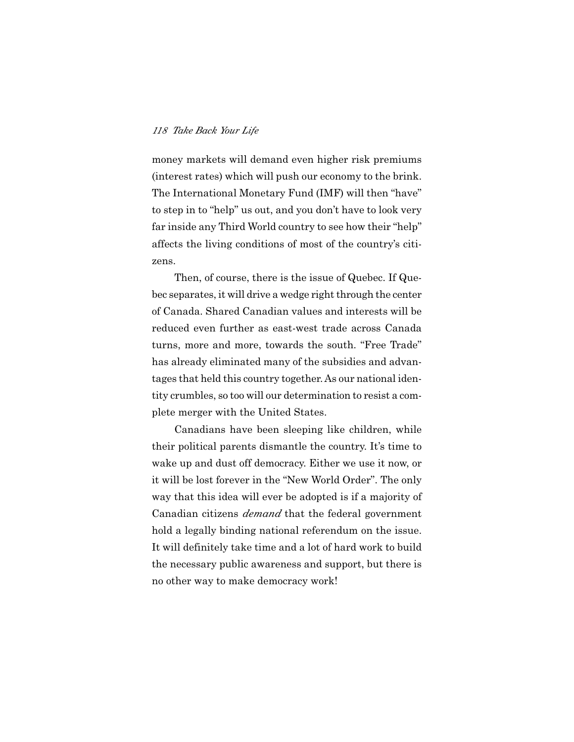money markets will demand even higher risk premiums (interest rates) which will push our economy to the brink. The International Monetary Fund (IMF) will then "have" to step in to "help" us out, and you don't have to look very far inside any Third World country to see how their "help" affects the living conditions of most of the country's citizens.

Then, of course, there is the issue of Quebec. If Quebec separates, it will drive a wedge right through the center of Canada. Shared Canadian values and interests will be reduced even further as east-west trade across Canada turns, more and more, towards the south. "Free Trade" has already eliminated many of the subsidies and advantages that held this country together. As our national identity crumbles, so too will our determination to resist a complete merger with the United States.

Canadians have been sleeping like children, while their political parents dismantle the country. It's time to wake up and dust off democracy. Either we use it now, or it will be lost forever in the "New World Order". The only way that this idea will ever be adopted is if a majority of Canadian citizens *demand* that the federal government hold a legally binding national referendum on the issue. It will definitely take time and a lot of hard work to build the necessary public awareness and support, but there is no other way to make democracy work!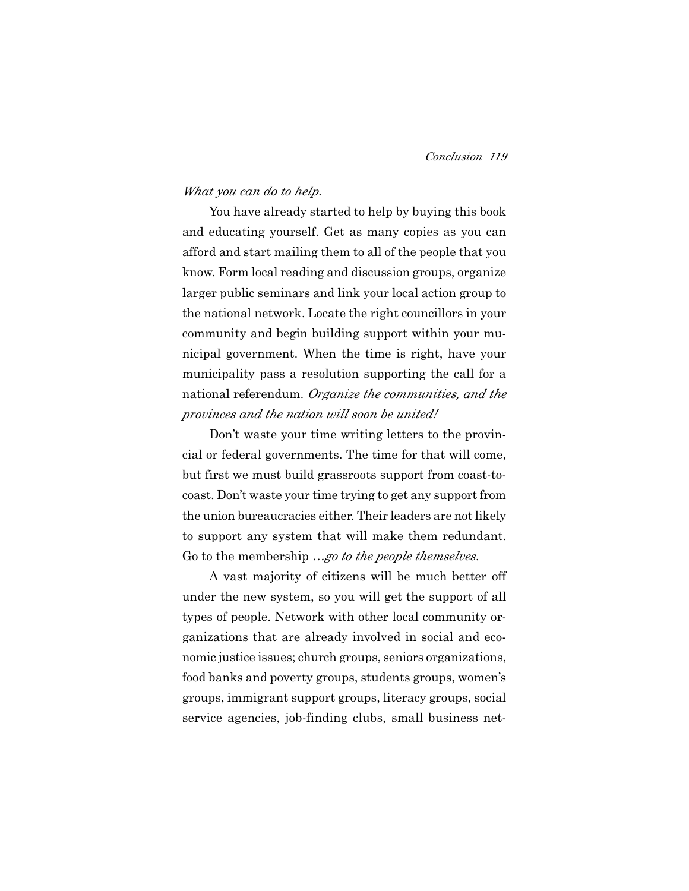*What <u>you</u> can do to help.*

You have already started to help by buying this book and educating yourself. Get as many copies as you can afford and start mailing them to all of the people that you know. Form local reading and discussion groups, organize larger public seminars and link your local action group to the national network. Locate the right councillors in your community and begin building support within your municipal government. When the time is right, have your municipality pass a resolution supporting the call for a national referendum. *Organize the communities, and the provinces and the nation will soon be united!*

Don't waste your time writing letters to the provincial or federal governments. The time for that will come, but first we must build grassroots support from coast-to-coast. Don't waste your time trying to get any support from the union bureaucracies either. Their leaders are not likely to support any system that will make them redundant. Go to the membership *…go to the people themselves.*

A vast majority of citizens will be much better off under the new system, so you will get the support of all types of people. Network with other local community organizations that are already involved in social and economic justice issues; church groups, seniors organizations, food banks and poverty groups, students groups, women's groups, immigrant support groups, literacy groups, social service agencies, job-finding clubs, small business net-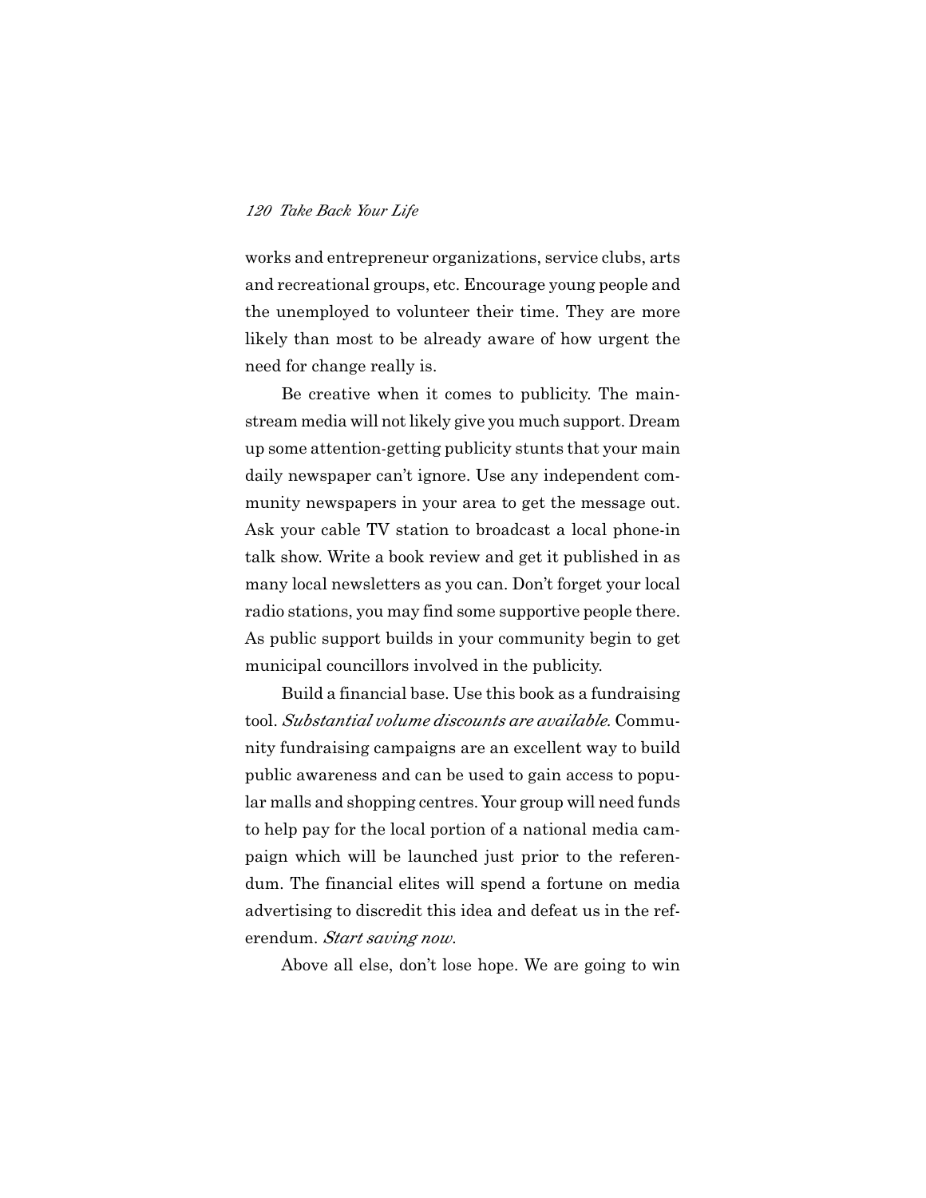works and entrepreneur organizations, service clubs, arts and recreational groups, etc. Encourage young people and the unemployed to volunteer their time. They are more likely than most to be already aware of how urgent the need for change really is.

Be creative when it comes to publicity. The mainstream media will not likely give you much support. Dream up some attention-getting publicity stunts that your main daily newspaper can't ignore. Use any independent community newspapers in your area to get the message out. Ask your cable TV station to broadcast a local phone-in talk show. Write a book review and get it published in as many local newsletters as you can. Don't forget your local radio stations, you may find some supportive people there. As public support builds in your community begin to get municipal councillors involved in the publicity.

Build a financial base. Use this book as a fundraising tool. *Substantial volume discounts are available.* Community fundraising campaigns are an excellent way to build public awareness and can be used to gain access to popular malls and shopping centres. Your group will need funds to help pay for the local portion of a national media campaign which will be launched just prior to the referendum. The financial elites will spend a fortune on media advertising to discredit this idea and defeat us in the referendum. *Start saving now.*

Above all else, don't lose hope. We are going to win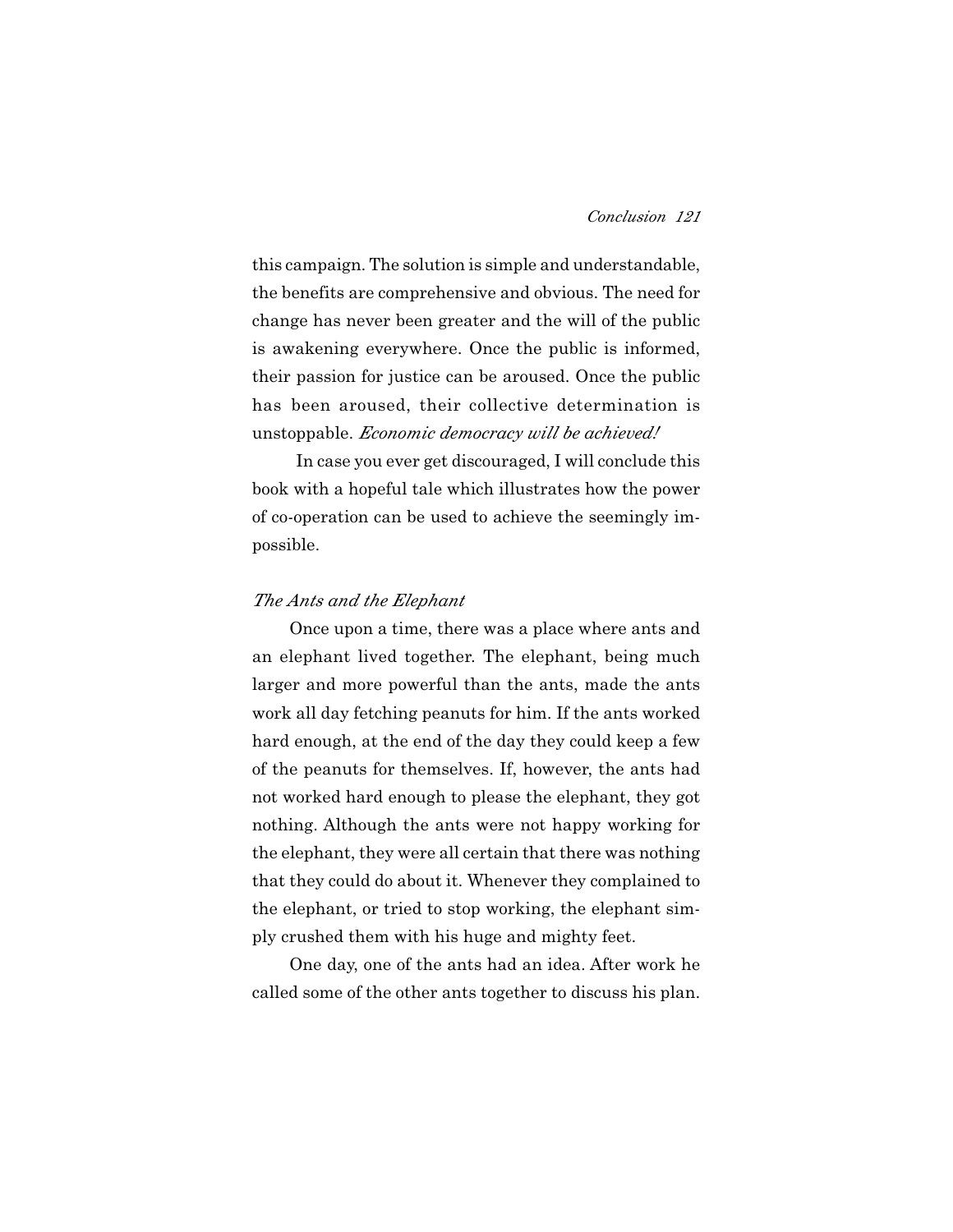this campaign. The solution is simple and understandable, the benefits are comprehensive and obvious. The need for change has never been greater and the will of the public is awakening everywhere. Once the public is informed, their passion for justice can be aroused. Once the public has been aroused, their collective determination is unstoppable. *Economic democracy will be achieved!*

In case you ever get discouraged, I will conclude this book with a hopeful tale which illustrates how the power of co-operation can be used to achieve the seemingly impossible.

*The Ants and the Elephant*

Once upon a time, there was a place where ants and an elephant lived together. The elephant, being much larger and more powerful than the ants, made the ants work all day fetching peanuts for him. If the ants worked hard enough, at the end of the day they could keep a few of the peanuts for themselves. If, however, the ants had not worked hard enough to please the elephant, they got nothing. Although the ants were not happy working for the elephant, they were all certain that there was nothing that they could do about it. Whenever they complained to the elephant, or tried to stop working, the elephant simply crushed them with his huge and mighty feet.

One day, one of the ants had an idea. After work he called some of the other ants together to discuss his plan.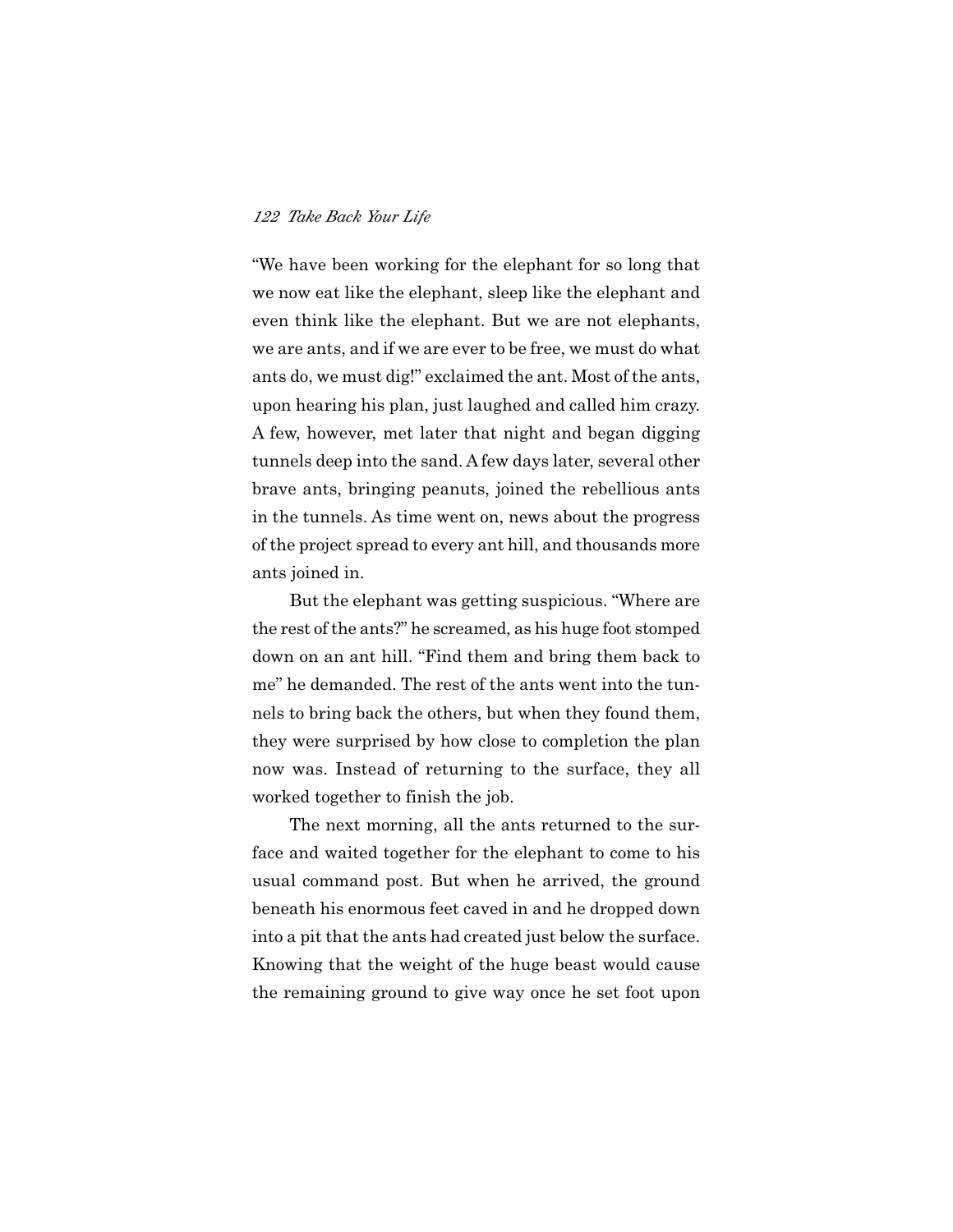"We have been working for the elephant for so long that we now eat like the elephant, sleep like the elephant and even think like the elephant. But we are not elephants, we are ants, and if we are ever to be free, we must do what ants do, we must dig!" exclaimed the ant. Most of the ants, upon hearing his plan, just laughed and called him crazy. A few, however, met later that night and began digging tunnels deep into the sand. A few days later, several other brave ants, bringing peanuts, joined the rebellious ants in the tunnels. As time went on, news about the progress of the project spread to every ant hill, and thousands more ants joined in.

But the elephant was getting suspicious. "Where are the rest of the ants?" he screamed, as his huge foot stomped down on an ant hill. "Find them and bring them back to me" he demanded. The rest of the ants went into the tunnels to bring back the others, but when they found them, they were surprised by how close to completion the plan now was. Instead of returning to the surface, they all worked together to finish the job.

The next morning, all the ants returned to the surface and waited together for the elephant to come to his usual command post. But when he arrived, the ground beneath his enormous feet caved in and he dropped down into a pit that the ants had created just below the surface. Knowing that the weight of the huge beast would cause the remaining ground to give way once he set foot upon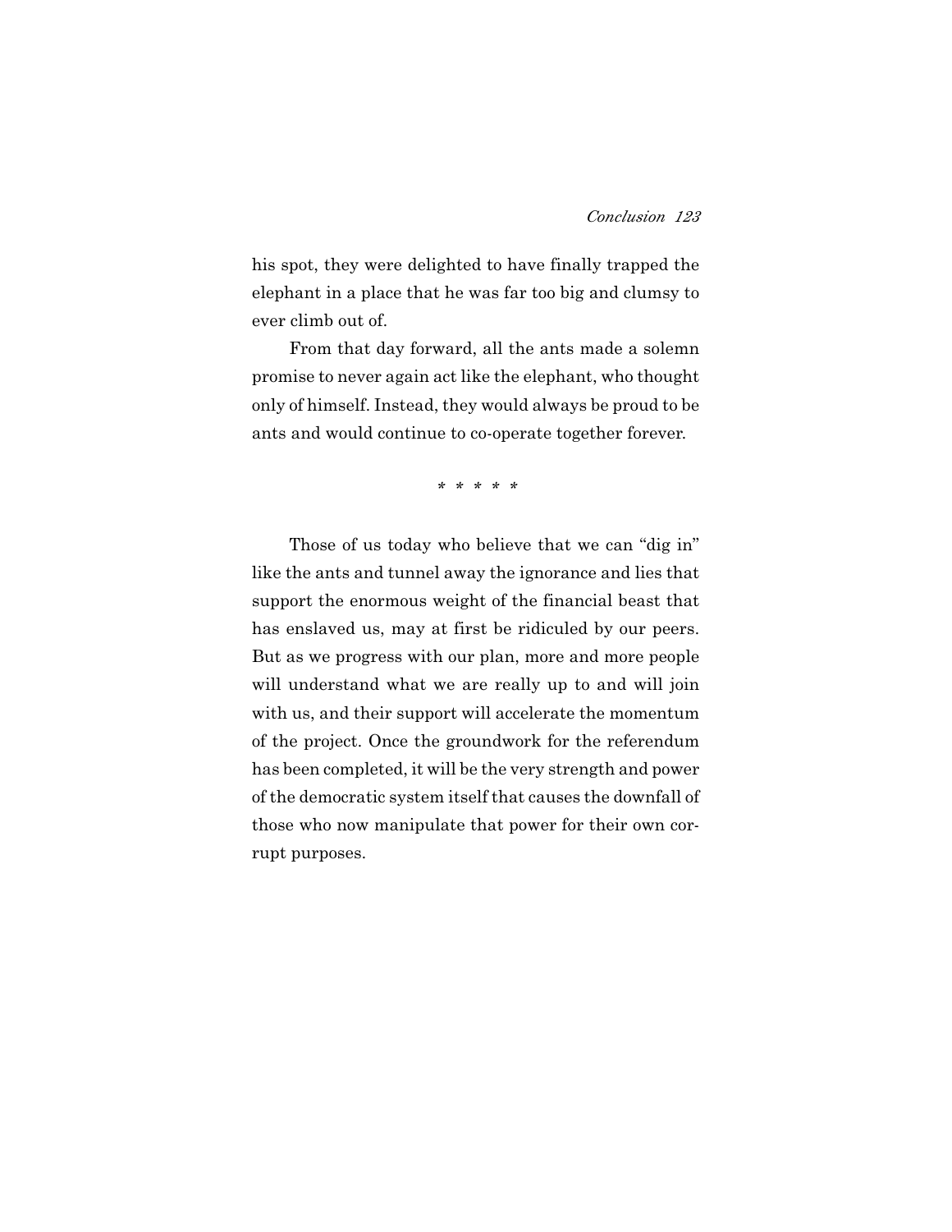his spot, they were delighted to have finally trapped the elephant in a place that he was far too big and clumsy to ever climb out of.

From that day forward, all the ants made a solemn promise to never again act like the elephant, who thought only of himself. Instead, they would always be proud to be ants and would continue to co-operate together forever.

* * * * *

Those of us today who believe that we can "dig in" like the ants and tunnel away the ignorance and lies that support the enormous weight of the financial beast that has enslaved us, may at first be ridiculed by our peers. But as we progress with our plan, more and more people will understand what we are really up to and will join with us, and their support will accelerate the momentum of the project. Once the groundwork for the referendum has been completed, it will be the very strength and power of the democratic system itself that causes the downfall of those who now manipulate that power for their own corrupt purposes.